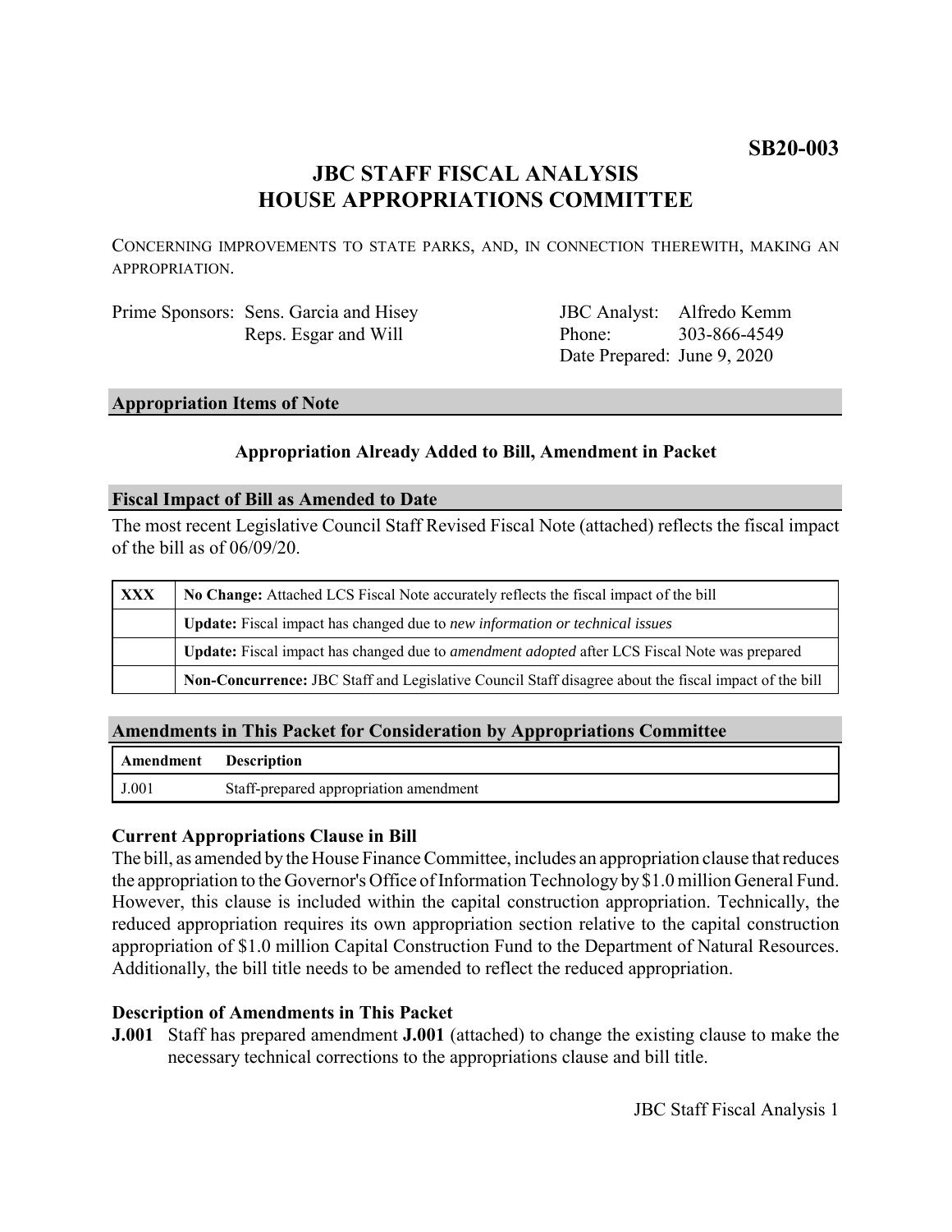**SB20-003**

# JBC STAFF FISCAL ANALYSIS
# HOUSE APPROPRIATIONS COMMITTEE

CONCERNING IMPROVEMENTS TO STATE PARKS, AND, IN CONNECTION THEREWITH, MAKING AN APPROPRIATION.

Prime Sponsors: Sens. Garcia and Hisey
Reps. Esgar and Will

JBC Analyst: Alfredo Kemm
Phone: 303-866-4549
Date Prepared: June 9, 2020

## Appropriation Items of Note

### Appropriation Already Added to Bill, Amendment in Packet

## Fiscal Impact of Bill as Amended to Date

The most recent Legislative Council Staff Revised Fiscal Note (attached) reflects the fiscal impact of the bill as of 06/09/20.

| | |
|---|---|
| **XXX** | **No Change:** Attached LCS Fiscal Note accurately reflects the fiscal impact of the bill |
| | **Update:** Fiscal impact has changed due to *new information or technical issues* |
| | **Update:** Fiscal impact has changed due to *amendment adopted* after LCS Fiscal Note was prepared |
| | **Non-Concurrence:** JBC Staff and Legislative Council Staff disagree about the fiscal impact of the bill |

## Amendments in This Packet for Consideration by Appropriations Committee

| Amendment | Description |
|---|---|
| J.001 | Staff-prepared appropriation amendment |

### Current Appropriations Clause in Bill

The bill, as amended by the House Finance Committee, includes an appropriation clause that reduces the appropriation to the Governor's Office of Information Technology by $1.0 million General Fund. However, this clause is included within the capital construction appropriation. Technically, the reduced appropriation requires its own appropriation section relative to the capital construction appropriation of $1.0 million Capital Construction Fund to the Department of Natural Resources. Additionally, the bill title needs to be amended to reflect the reduced appropriation.

### Description of Amendments in This Packet

**J.001** Staff has prepared amendment **J.001** (attached) to change the existing clause to make the necessary technical corrections to the appropriations clause and bill title.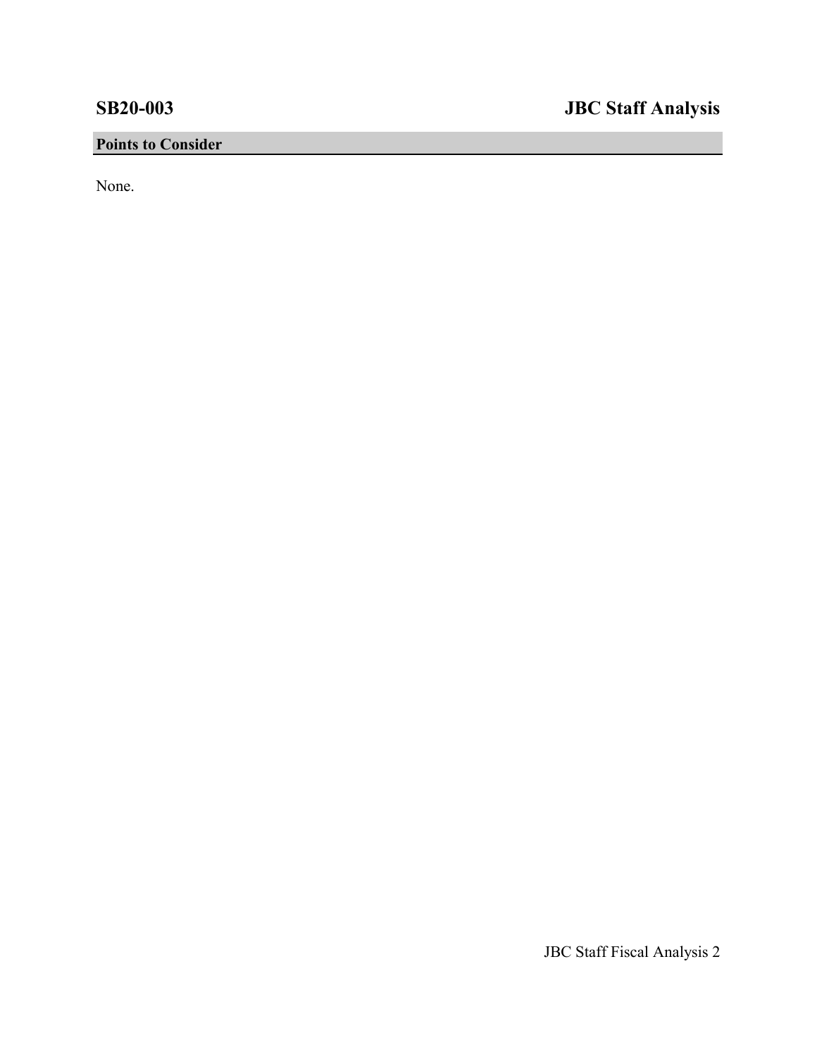## Points to Consider

None.